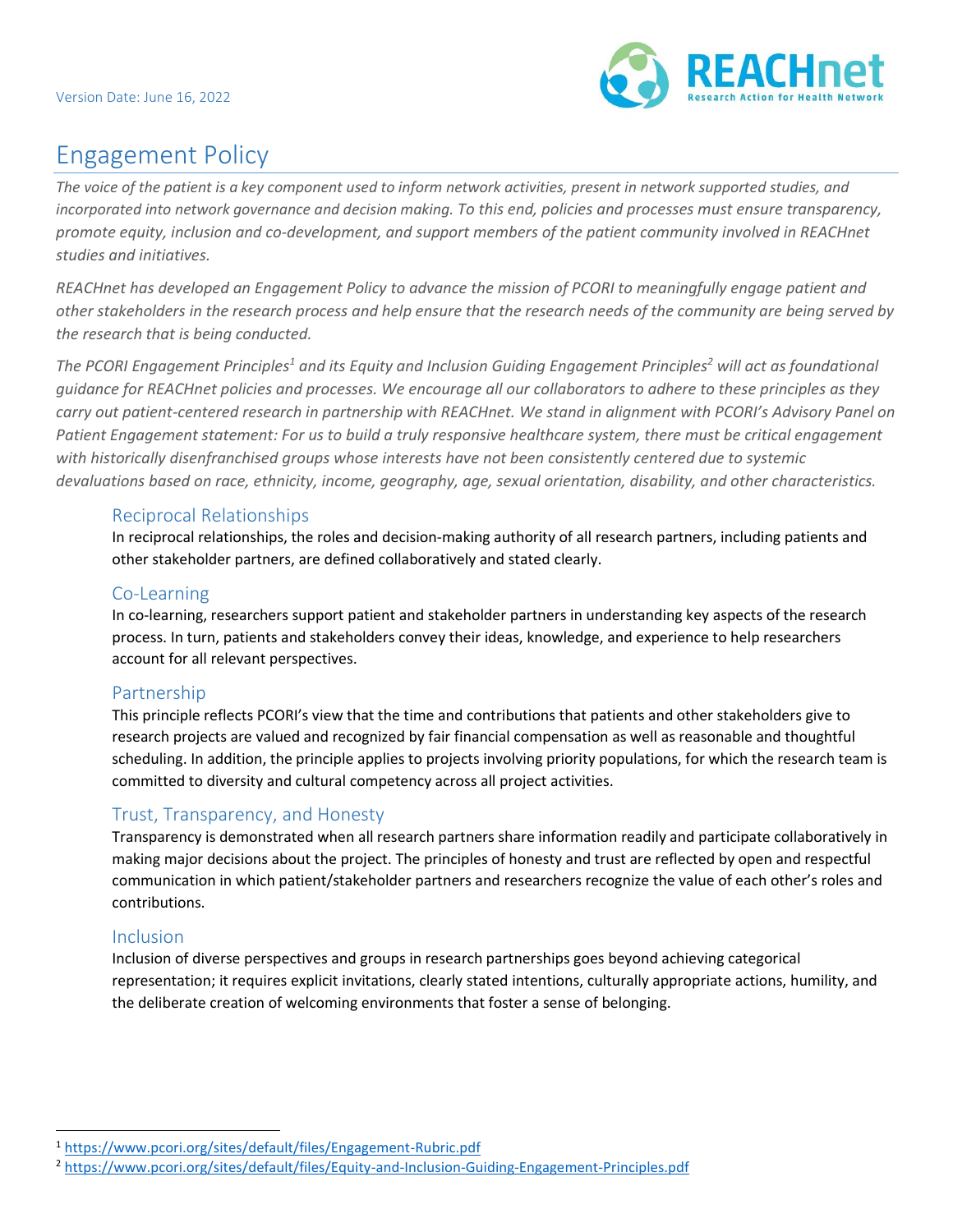Version Date: June 16, 2022

# Engagement Policy

*The voice of the patient is a key component used to inform network activities, present in network supported studies, and incorporated into network governance and decision making. To this end, policies and processes must ensure transparency, promote equity, inclusion and co-development, and support members of the patient community involved in REACHnet studies and initiatives.*

*REACHnet has developed an Engagement Policy to advance the mission of PCORI to meaningfully engage patient and other stakeholders in the research process and help ensure that the research needs of the community are being served by the research that is being conducted.*

*The PCORI Engagement Principles[1] and its Equity and Inclusion Guiding Engagement Principles[2] will act as foundational guidance for REACHnet policies and processes. We encourage all our collaborators to adhere to these principles as they carry out patient-centered research in partnership with REACHnet. We stand in alignment with PCORI's Advisory Panel on Patient Engagement statement: For us to build a truly responsive healthcare system, there must be critical engagement with historically disenfranchised groups whose interests have not been consistently centered due to systemic devaluations based on race, ethnicity, income, geography, age, sexual orientation, disability, and other characteristics.*

## Reciprocal Relationships

In reciprocal relationships, the roles and decision-making authority of all research partners, including patients and other stakeholder partners, are defined collaboratively and stated clearly.

## Co-Learning

In co-learning, researchers support patient and stakeholder partners in understanding key aspects of the research process. In turn, patients and stakeholders convey their ideas, knowledge, and experience to help researchers account for all relevant perspectives.

## Partnership

This principle reflects PCORI's view that the time and contributions that patients and other stakeholders give to research projects are valued and recognized by fair financial compensation as well as reasonable and thoughtful scheduling. In addition, the principle applies to projects involving priority populations, for which the research team is committed to diversity and cultural competency across all project activities.

## Trust, Transparency, and Honesty

Transparency is demonstrated when all research partners share information readily and participate collaboratively in making major decisions about the project. The principles of honesty and trust are reflected by open and respectful communication in which patient/stakeholder partners and researchers recognize the value of each other's roles and contributions.

## Inclusion

Inclusion of diverse perspectives and groups in research partnerships goes beyond achieving categorical representation; it requires explicit invitations, clearly stated intentions, culturally appropriate actions, humility, and the deliberate creation of welcoming environments that foster a sense of belonging.

---

[1] https://www.pcori.org/sites/default/files/Engagement-Rubric.pdf

[2] https://www.pcori.org/sites/default/files/Equity-and-Inclusion-Guiding-Engagement-Principles.pdf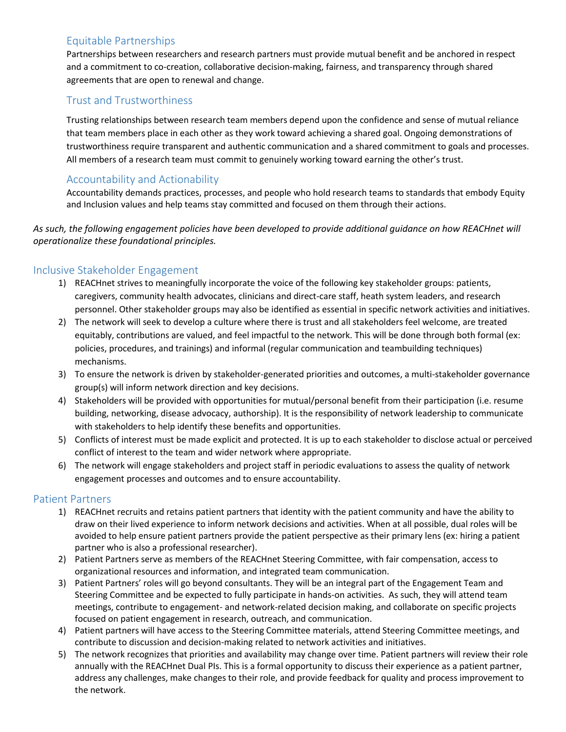### Equitable Partnerships

Partnerships between researchers and research partners must provide mutual benefit and be anchored in respect and a commitment to co-creation, collaborative decision-making, fairness, and transparency through shared agreements that are open to renewal and change.

### Trust and Trustworthiness

Trusting relationships between research team members depend upon the confidence and sense of mutual reliance that team members place in each other as they work toward achieving a shared goal. Ongoing demonstrations of trustworthiness require transparent and authentic communication and a shared commitment to goals and processes. All members of a research team must commit to genuinely working toward earning the other's trust.

### Accountability and Actionability

Accountability demands practices, processes, and people who hold research teams to standards that embody Equity and Inclusion values and help teams stay committed and focused on them through their actions.

*As such, the following engagement policies have been developed to provide additional guidance on how REACHnet will operationalize these foundational principles.*

## Inclusive Stakeholder Engagement

1) REACHnet strives to meaningfully incorporate the voice of the following key stakeholder groups: patients, caregivers, community health advocates, clinicians and direct-care staff, heath system leaders, and research personnel. Other stakeholder groups may also be identified as essential in specific network activities and initiatives.
2) The network will seek to develop a culture where there is trust and all stakeholders feel welcome, are treated equitably, contributions are valued, and feel impactful to the network. This will be done through both formal (ex: policies, procedures, and trainings) and informal (regular communication and teambuilding techniques) mechanisms.
3) To ensure the network is driven by stakeholder-generated priorities and outcomes, a multi-stakeholder governance group(s) will inform network direction and key decisions.
4) Stakeholders will be provided with opportunities for mutual/personal benefit from their participation (i.e. resume building, networking, disease advocacy, authorship). It is the responsibility of network leadership to communicate with stakeholders to help identify these benefits and opportunities.
5) Conflicts of interest must be made explicit and protected. It is up to each stakeholder to disclose actual or perceived conflict of interest to the team and wider network where appropriate.
6) The network will engage stakeholders and project staff in periodic evaluations to assess the quality of network engagement processes and outcomes and to ensure accountability.

## Patient Partners

1) REACHnet recruits and retains patient partners that identity with the patient community and have the ability to draw on their lived experience to inform network decisions and activities. When at all possible, dual roles will be avoided to help ensure patient partners provide the patient perspective as their primary lens (ex: hiring a patient partner who is also a professional researcher).
2) Patient Partners serve as members of the REACHnet Steering Committee, with fair compensation, access to organizational resources and information, and integrated team communication.
3) Patient Partners' roles will go beyond consultants. They will be an integral part of the Engagement Team and Steering Committee and be expected to fully participate in hands-on activities. As such, they will attend team meetings, contribute to engagement- and network-related decision making, and collaborate on specific projects focused on patient engagement in research, outreach, and communication.
4) Patient partners will have access to the Steering Committee materials, attend Steering Committee meetings, and contribute to discussion and decision-making related to network activities and initiatives.
5) The network recognizes that priorities and availability may change over time. Patient partners will review their role annually with the REACHnet Dual PIs. This is a formal opportunity to discuss their experience as a patient partner, address any challenges, make changes to their role, and provide feedback for quality and process improvement to the network.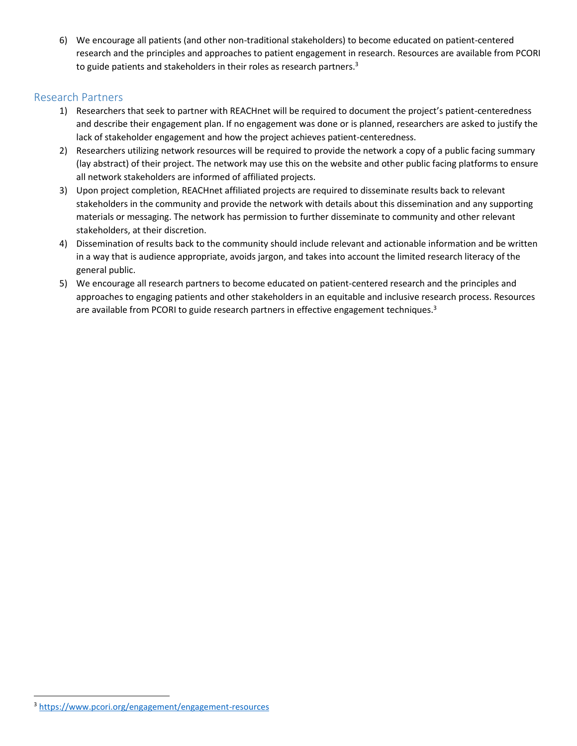6) We encourage all patients (and other non-traditional stakeholders) to become educated on patient-centered research and the principles and approaches to patient engagement in research. Resources are available from PCORI to guide patients and stakeholders in their roles as research partners.[3]

## Research Partners

1) Researchers that seek to partner with REACHnet will be required to document the project's patient-centeredness and describe their engagement plan. If no engagement was done or is planned, researchers are asked to justify the lack of stakeholder engagement and how the project achieves patient-centeredness.
2) Researchers utilizing network resources will be required to provide the network a copy of a public facing summary (lay abstract) of their project. The network may use this on the website and other public facing platforms to ensure all network stakeholders are informed of affiliated projects.
3) Upon project completion, REACHnet affiliated projects are required to disseminate results back to relevant stakeholders in the community and provide the network with details about this dissemination and any supporting materials or messaging. The network has permission to further disseminate to community and other relevant stakeholders, at their discretion.
4) Dissemination of results back to the community should include relevant and actionable information and be written in a way that is audience appropriate, avoids jargon, and takes into account the limited research literacy of the general public.
5) We encourage all research partners to become educated on patient-centered research and the principles and approaches to engaging patients and other stakeholders in an equitable and inclusive research process. Resources are available from PCORI to guide research partners in effective engagement techniques.[3]

---

[3] https://www.pcori.org/engagement/engagement-resources